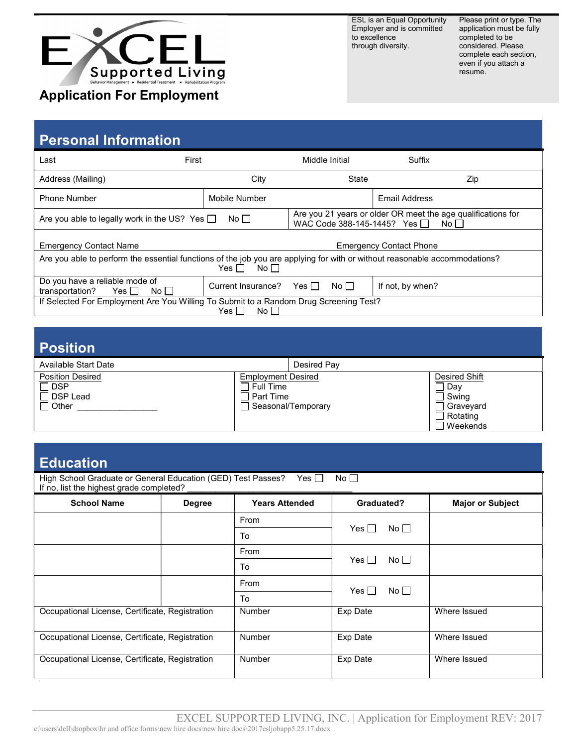EXCEL Supported Living

Behavior Management ▪ Residential Treatment ▪ Rehabilitation Program

# Application For Employment

ESL is an Equal Opportunity Employer and is committed to excellence through diversity.

Please print or type. The application must be fully completed to be considered. Please complete each section, even if you attach a resume.

## Personal Information

| Last | First | Middle Initial | Suffix |
|---|---|---|---|
| Address (Mailing) | City | State | Zip |

| Phone Number | Mobile Number | Email Address |
|---|---|---|

Are you able to legally work in the US? Yes ☐ No ☐

Are you 21 years or older OR meet the age qualifications for WAC Code 388-145-1445? Yes ☐ No ☐

Emergency Contact Name | Emergency Contact Phone

Are you able to perform the essential functions of the job you are applying for with or without reasonable accommodations? Yes ☐ No ☐

| Do you have a reliable mode of transportation? Yes ☐ No ☐ | Current Insurance? Yes ☐ No ☐ | If not, by when? |
|---|---|---|

If Selected For Employment Are You Willing To Submit to a Random Drug Screening Test? Yes ☐ No ☐

## Position

| Available Start Date | Desired Pay |
|---|---|

| Position Desired | Employment Desired | Desired Shift |
|---|---|---|
| ☐ DSP | ☐ Full Time | ☐ Day |
| ☐ DSP Lead | ☐ Part Time | ☐ Swing |
| ☐ Other ________________ | ☐ Seasonal/Temporary | ☐ Graveyard |
| | | ☐ Rotating |
| | | ☐ Weekends |

## Education

High School Graduate or General Education (GED) Test Passes? Yes ☐ No ☐

If no, list the highest grade completed? ______________________________

| School Name | Degree | Years Attended | Graduated? | Major or Subject |
|---|---|---|---|---|
| | | From / To | Yes ☐ No ☐ | |
| | | From / To | Yes ☐ No ☐ | |
| | | From / To | Yes ☐ No ☐ | |

| Occupational License, Certificate, Registration | Number | Exp Date | Where Issued |
|---|---|---|---|
| Occupational License, Certificate, Registration | Number | Exp Date | Where Issued |
| Occupational License, Certificate, Registration | Number | Exp Date | Where Issued |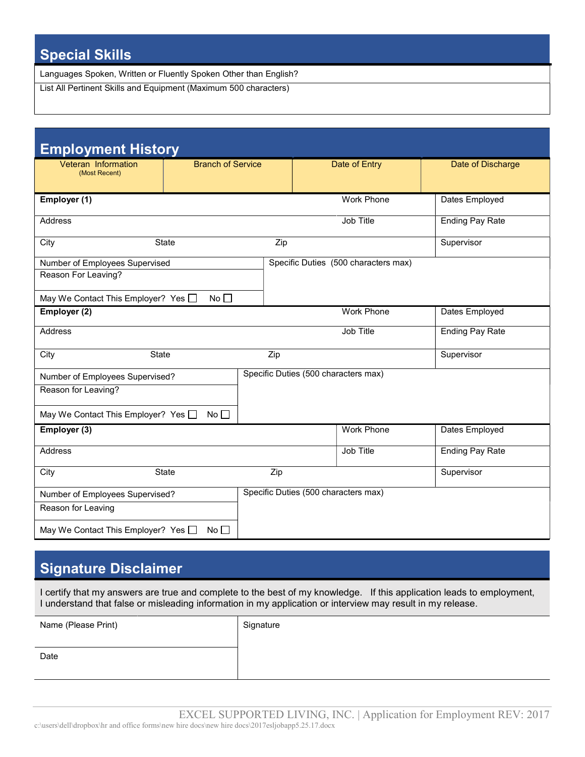## Special Skills

| Languages Spoken, Written or Fluently Spoken Other than English? |
|---|
| List All Pertinent Skills and Equipment (Maximum 500 characters) |

## Employment History

| Veteran Information (Most Recent) | Branch of Service | Date of Entry | Date of Discharge |
|---|---|---|---|
| | | | |

| **Employer (1)** | | | Work Phone | Dates Employed |
|---|---|---|---|---|
| Address | | | Job Title | Ending Pay Rate |
| City | State | Zip | | Supervisor |
| Number of Employees Supervised | Specific Duties (500 characters max) | | | |
| Reason For Leaving? | | | | |
| May We Contact This Employer? Yes ☐ No ☐ | | | | |

| **Employer (2)** | | | Work Phone | Dates Employed |
|---|---|---|---|---|
| Address | | | Job Title | Ending Pay Rate |
| City | State | Zip | | Supervisor |
| Number of Employees Supervised? | Specific Duties (500 characters max) | | | |
| Reason for Leaving? | | | | |
| May We Contact This Employer? Yes ☐ No ☐ | | | | |

| **Employer (3)** | | | Work Phone | Dates Employed |
|---|---|---|---|---|
| Address | | | Job Title | Ending Pay Rate |
| City | State | Zip | | Supervisor |
| Number of Employees Supervised? | Specific Duties (500 characters max) | | | |
| Reason for Leaving | | | | |
| May We Contact This Employer? Yes ☐ No ☐ | | | | |

## Signature Disclaimer

I certify that my answers are true and complete to the best of my knowledge. If this application leads to employment, I understand that false or misleading information in my application or interview may result in my release.

| Name (Please Print) | Signature |
|---|---|
| Date | |

EXCEL SUPPORTED LIVING, INC. | Application for Employment REV: 2017

c:\users\dell\dropbox\hr and office forms\new hire docs\new hire docs\2017esljobapp5.25.17.docx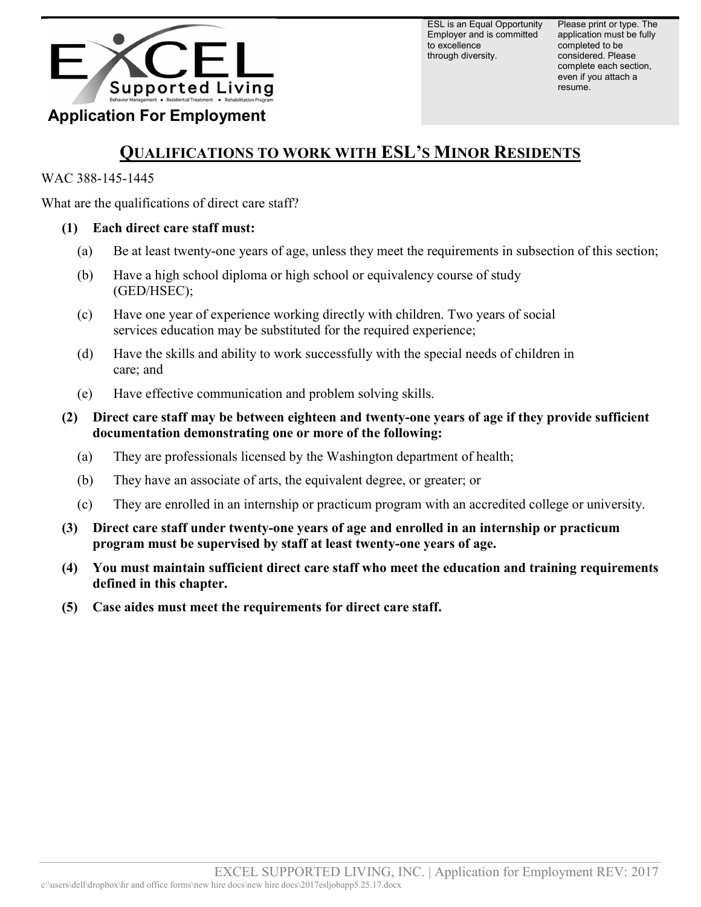**Application For Employment**

ESL is an Equal Opportunity Employer and is committed to excellence through diversity.

Please print or type. The application must be fully completed to be considered. Please complete each section, even if you attach a resume.

## QUALIFICATIONS TO WORK WITH ESL'S MINOR RESIDENTS

WAC 388-145-1445

What are the qualifications of direct care staff?

**(1) Each direct care staff must:**

- (a) Be at least twenty-one years of age, unless they meet the requirements in subsection of this section;
- (b) Have a high school diploma or high school or equivalency course of study (GED/HSEC);
- (c) Have one year of experience working directly with children. Two years of social services education may be substituted for the required experience;
- (d) Have the skills and ability to work successfully with the special needs of children in care; and
- (e) Have effective communication and problem solving skills.

**(2) Direct care staff may be between eighteen and twenty-one years of age if they provide sufficient documentation demonstrating one or more of the following:**

- (a) They are professionals licensed by the Washington department of health;
- (b) They have an associate of arts, the equivalent degree, or greater; or
- (c) They are enrolled in an internship or practicum program with an accredited college or university.

**(3) Direct care staff under twenty-one years of age and enrolled in an internship or practicum program must be supervised by staff at least twenty-one years of age.**

**(4) You must maintain sufficient direct care staff who meet the education and training requirements defined in this chapter.**

**(5) Case aides must meet the requirements for direct care staff.**